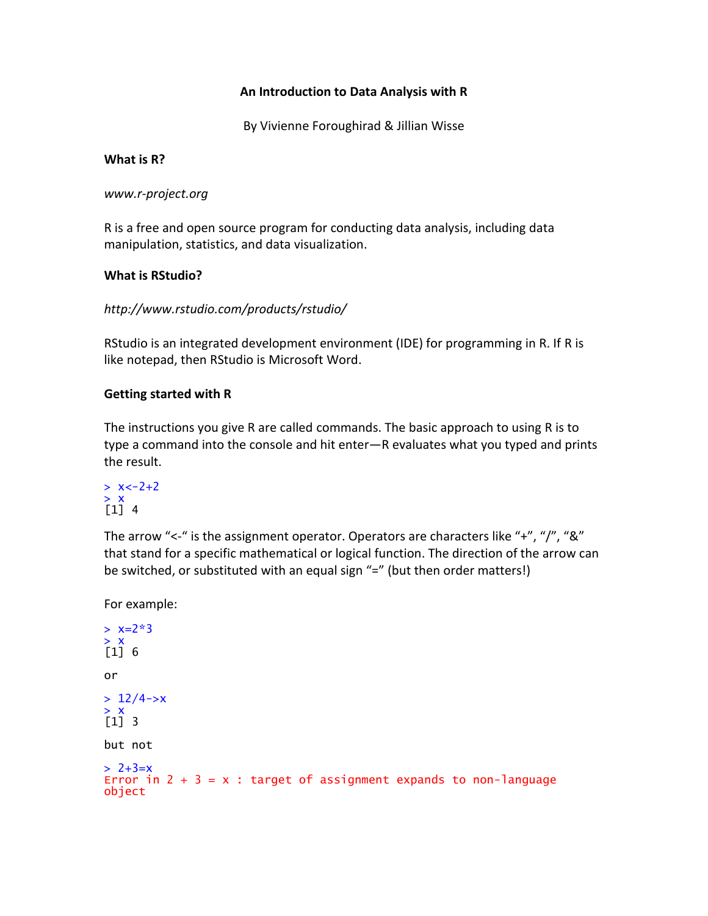# An Introduction to Data Analysis with R

By Vivienne Foroughirad & Jillian Wisse

## What is R?

*www.r-project.org*

R is a free and open source program for conducting data analysis, including data manipulation, statistics, and data visualization.

## What is RStudio?

*http://www.rstudio.com/products/rstudio/*

RStudio is an integrated development environment (IDE) for programming in R. If R is like notepad, then RStudio is Microsoft Word.

## Getting started with R

The instructions you give R are called commands. The basic approach to using R is to type a command into the console and hit enter—R evaluates what you typed and prints the result.

```
> x<-2+2
> x
[1] 4
```

The arrow "<-" is the assignment operator. Operators are characters like "+", "/", "&" that stand for a specific mathematical or logical function. The direction of the arrow can be switched, or substituted with an equal sign "=" (but then order matters!)

For example:

```
> x=2*3
> x
[1] 6
```

or

```
> 12/4->x
> x
[1] 3
```

but not

```
> 2+3=x
Error in 2 + 3 = x : target of assignment expands to non-language
object
```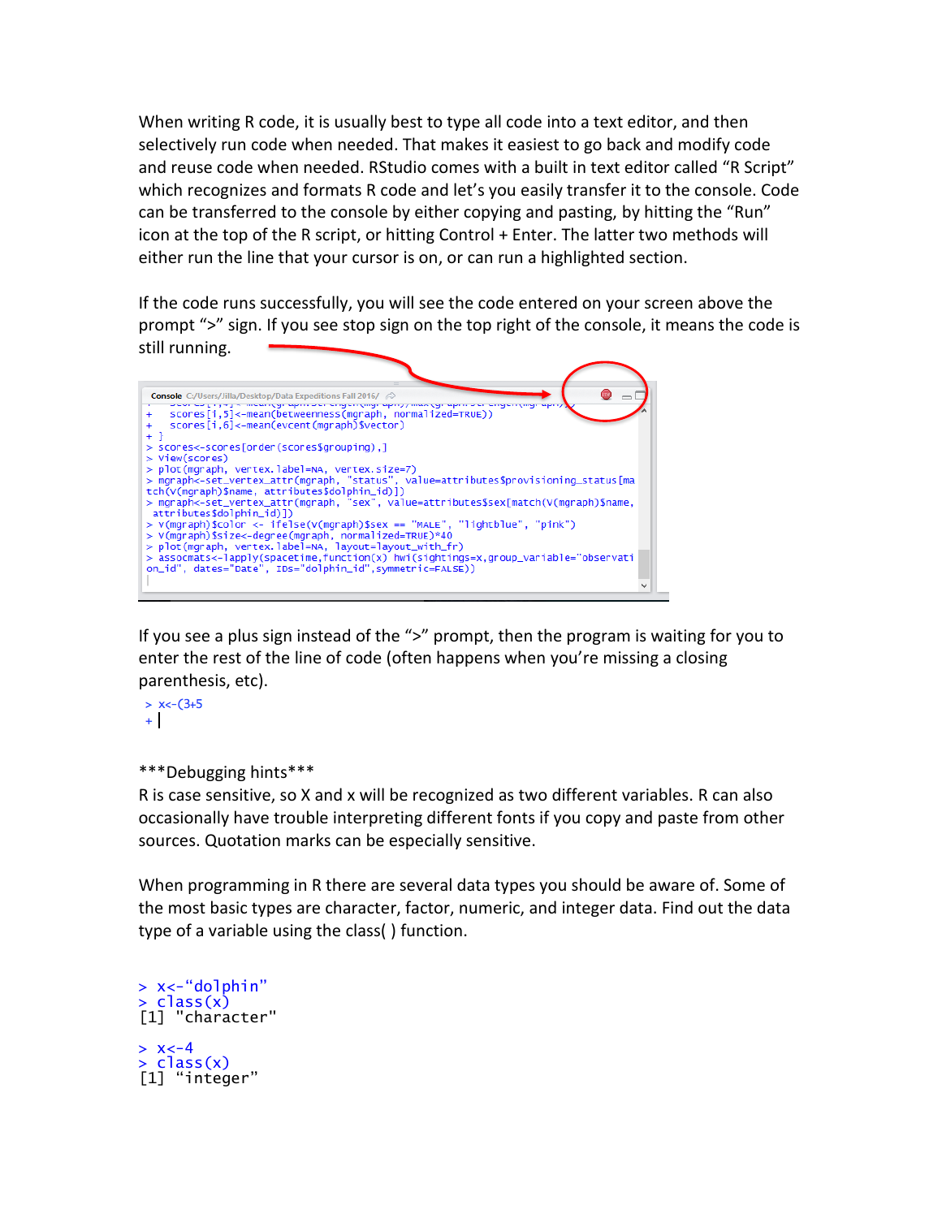When writing R code, it is usually best to type all code into a text editor, and then selectively run code when needed. That makes it easiest to go back and modify code and reuse code when needed. RStudio comes with a built in text editor called "R Script" which recognizes and formats R code and let's you easily transfer it to the console. Code can be transferred to the console by either copying and pasting, by hitting the "Run" icon at the top of the R script, or hitting Control + Enter. The latter two methods will either run the line that your cursor is on, or can run a highlighted section.

If the code runs successfully, you will see the code entered on your screen above the prompt ">" sign. If you see stop sign on the top right of the console, it means the code is still running.

```
Console C:/Users/Jilla/Desktop/Data Expeditions Fall 2016/
+    scores[i,5]<-mean(betweenness(mgraph, normalized=TRUE))
+    scores[i,6]<-mean(evcent(mgraph)$vector)
+ }
> scores<-scores[order(scores$grouping),]
> View(scores)
> plot(mgraph, vertex.label=NA, vertex.size=7)
> mgraph<-set_vertex_attr(mgraph, "status", value=attributes$provisioning_status[ma
tch(V(mgraph)$name, attributes$dolphin_id)])
> mgraph<-set_vertex_attr(mgraph, "sex", value=attributes$sex[match(V(mgraph)$name,
 attributes$dolphin_id)])
> V(mgraph)$color <- ifelse(V(mgraph)$sex == "MALE", "lightblue", "pink")
> V(mgraph)$size<-degree(mgraph, normalized=TRUE)*40
> plot(mgraph, vertex.label=NA, layout=layout_with_fr)
> assocmats<-lapply(spacetime,function(x) hwi(sightings=x,group_variable="observati
on_id", dates="Date", IDs="dolphin_id",symmetric=FALSE))
```

If you see a plus sign instead of the ">" prompt, then the program is waiting for you to enter the rest of the line of code (often happens when you're missing a closing parenthesis, etc).

```
> x<-(3+5
+ |
```

***Debugging hints***

R is case sensitive, so X and x will be recognized as two different variables. R can also occasionally have trouble interpreting different fonts if you copy and paste from other sources. Quotation marks can be especially sensitive.

When programming in R there are several data types you should be aware of. Some of the most basic types are character, factor, numeric, and integer data. Find out the data type of a variable using the class( ) function.

```
> x<-"dolphin"
> class(x)
[1] "character"

> x<-4
> class(x)
[1] "integer"
```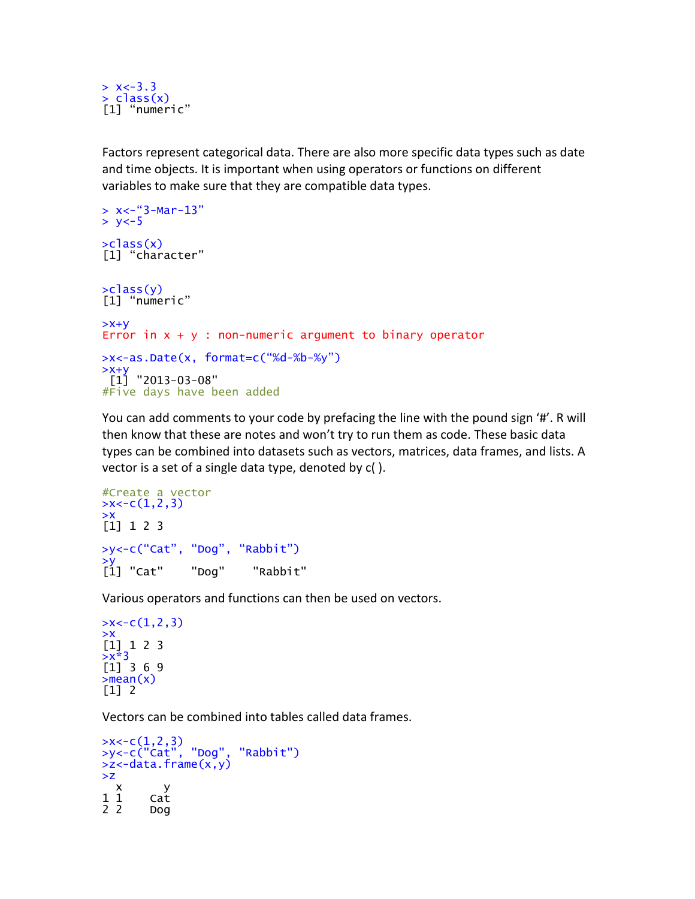```
> x<-3.3
> class(x)
[1] “numeric”
```

Factors represent categorical data. There are also more specific data types such as date and time objects. It is important when using operators or functions on different variables to make sure that they are compatible data types.

```
> x<-“3-Mar-13”
> y<-5

>class(x)
[1] “character”


>class(y)
[1] “numeric”

>x+y
Error in x + y : non-numeric argument to binary operator

>x<-as.Date(x, format=c(“%d-%b-%y”)
>x+y
 [1] "2013-03-08"
#Five days have been added
```

You can add comments to your code by prefacing the line with the pound sign ‘#’. R will then know that these are notes and won’t try to run them as code. These basic data types can be combined into datasets such as vectors, matrices, data frames, and lists. A vector is a set of a single data type, denoted by c( ).

```
#Create a vector
>x<-c(1,2,3)
>x
[1] 1 2 3

>y<-c(“Cat”, “Dog”, “Rabbit”)
>y
[1] "Cat"    "Dog"    "Rabbit"
```

Various operators and functions can then be used on vectors.

```
>x<-c(1,2,3)
>x
[1] 1 2 3
>x*3
[1] 3 6 9
>mean(x)
[1] 2
```

Vectors can be combined into tables called data frames.

```
>x<-c(1,2,3)
>y<-c("Cat", "Dog", "Rabbit")
>z<-data.frame(x,y)
>z
  x      y
1 1    Cat
2 2    Dog
```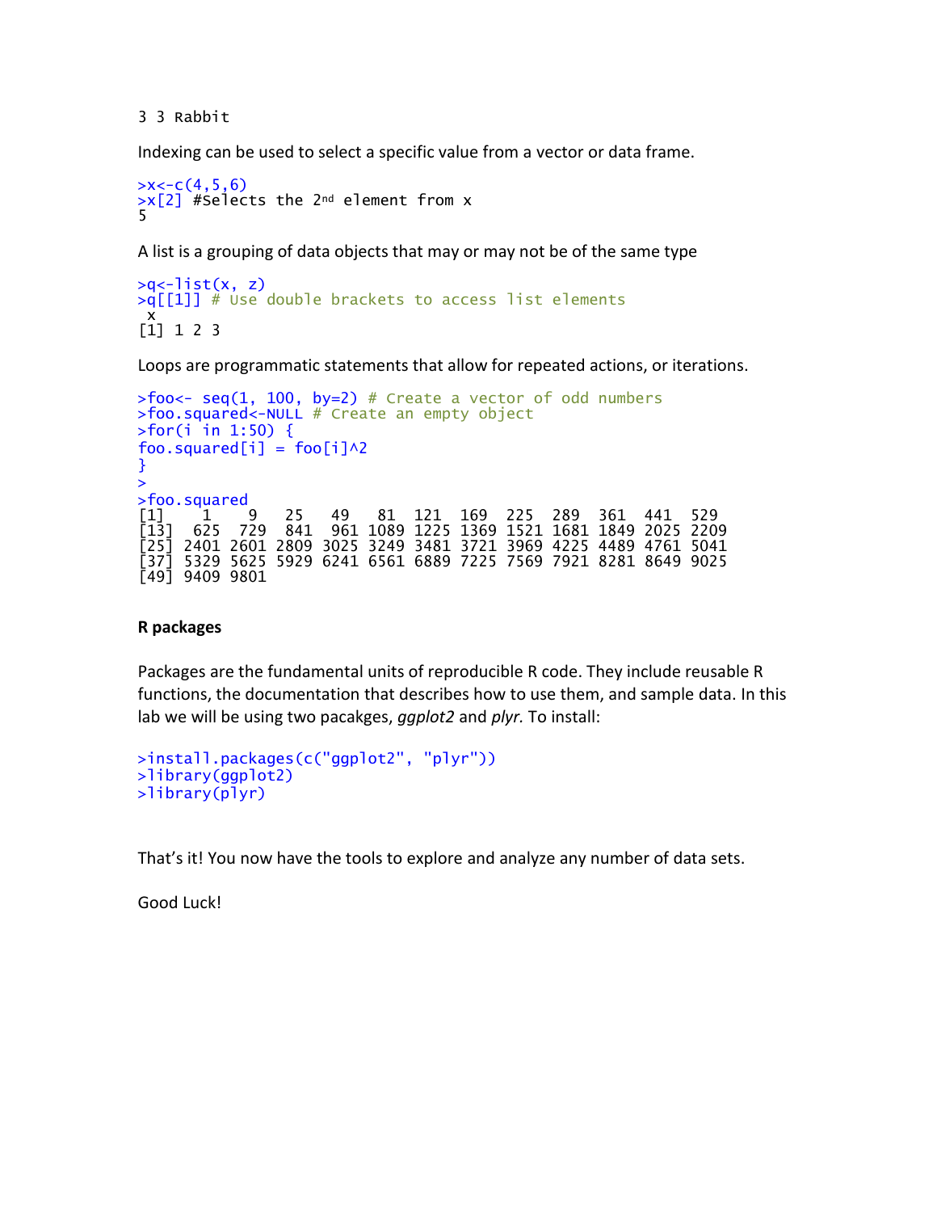```
3 3 Rabbit
```

Indexing can be used to select a specific value from a vector or data frame.

```
>x<-c(4,5,6)
>x[2] #Selects the 2nd element from x
5
```

A list is a grouping of data objects that may or may not be of the same type

```
>q<-list(x, z)
>q[[1]] # Use double brackets to access list elements
 x
[1] 1 2 3
```

Loops are programmatic statements that allow for repeated actions, or iterations.

```
>foo<- seq(1, 100, by=2) # Create a vector of odd numbers
>foo.squared<-NULL # Create an empty object
>for(i in 1:50) {
foo.squared[i] = foo[i]^2
}
>
>foo.squared
[1]    1    9   25   49   81  121  169  225  289  361  441  529
[13]  625  729  841  961 1089 1225 1369 1521 1681 1849 2025 2209
[25] 2401 2601 2809 3025 3249 3481 3721 3969 4225 4489 4761 5041
[37] 5329 5625 5929 6241 6561 6889 7225 7569 7921 8281 8649 9025
[49] 9409 9801
```

**R packages**

Packages are the fundamental units of reproducible R code. They include reusable R functions, the documentation that describes how to use them, and sample data. In this lab we will be using two pacakges, *ggplot2* and *plyr.* To install:

```
>install.packages(c("ggplot2", "plyr"))
>library(ggplot2)
>library(plyr)
```

That's it! You now have the tools to explore and analyze any number of data sets.

Good Luck!